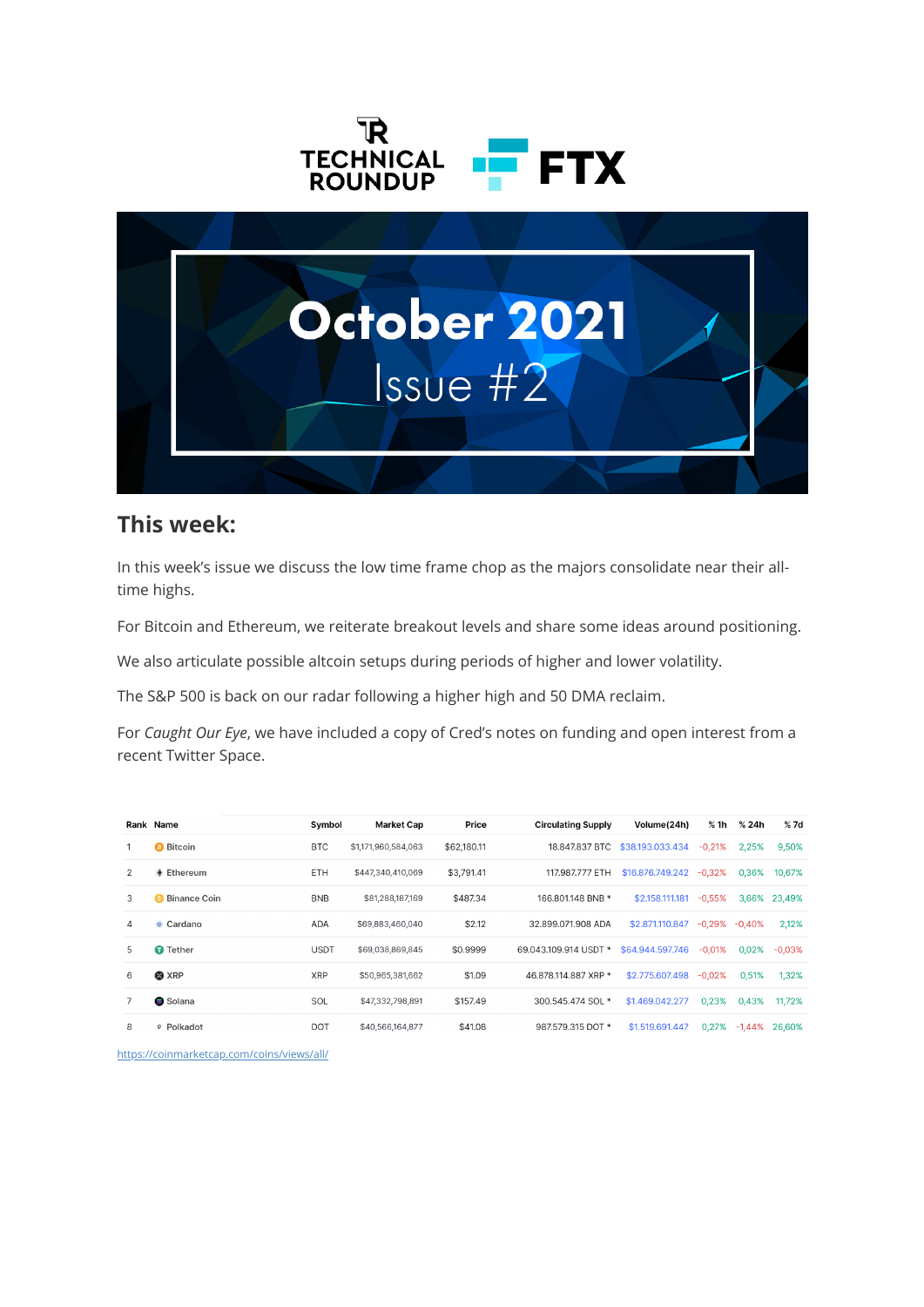TECHNICAL ROUNDUP FTX

# October 2021

Issue #2

## This week:

In this week's issue we discuss the low time frame chop as the majors consolidate near their all-time highs.

For Bitcoin and Ethereum, we reiterate breakout levels and share some ideas around positioning.

We also articulate possible altcoin setups during periods of higher and lower volatility.

The S&P 500 is back on our radar following a higher high and 50 DMA reclaim.

For *Caught Our Eye*, we have included a copy of Cred's notes on funding and open interest from a recent Twitter Space.

| Rank | Name | Symbol | Market Cap | Price | Circulating Supply | Volume(24h) | % 1h | % 24h | % 7d |
|---|---|---|---|---|---|---|---|---|---|
| 1 | Bitcoin | BTC | $1,171,960,584,063 | $62,180.11 | 18.847.837 BTC | $38.193.033.434 | -0,21% | 2,25% | 9,50% |
| 2 | Ethereum | ETH | $447,340,410,069 | $3,791.41 | 117.987.777 ETH | $16.876.749.242 | -0,32% | 0,36% | 10,67% |
| 3 | Binance Coin | BNB | $81,288,187,169 | $487.34 | 166.801.148 BNB * | $2.158.111.181 | -0,55% | 3,66% | 23,49% |
| 4 | Cardano | ADA | $69,883,460,040 | $2.12 | 32.899.071.908 ADA | $2.871.110.847 | -0,29% | -0,40% | 2,12% |
| 5 | Tether | USDT | $69,038,869,845 | $0.9999 | 69.043.109.914 USDT * | $64.944.597.746 | -0,01% | 0,02% | -0,03% |
| 6 | XRP | XRP | $50,965,381,662 | $1.09 | 46.878.114.887 XRP * | $2.775.607.498 | -0,02% | 0,51% | 1,32% |
| 7 | Solana | SOL | $47,332,798,891 | $157.49 | 300.545.474 SOL * | $1.469.042.277 | 0,23% | 0,43% | 11,72% |
| 8 | Polkadot | DOT | $40,566,164,877 | $41.08 | 987.579.315 DOT * | $1.519.691.447 | 0,27% | -1,44% | 26,60% |

https://coinmarketcap.com/coins/views/all/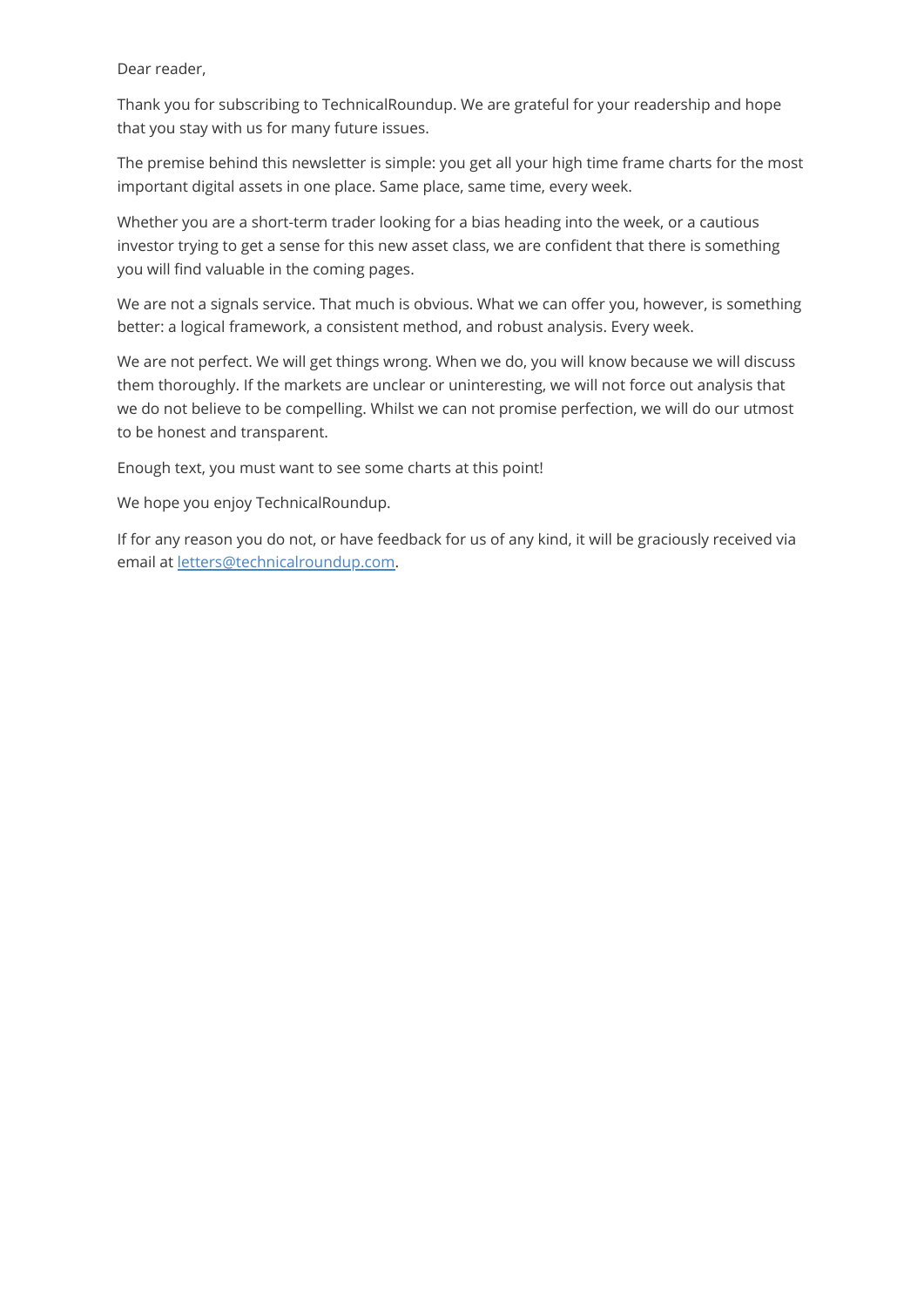Dear reader,

Thank you for subscribing to TechnicalRoundup. We are grateful for your readership and hope that you stay with us for many future issues.

The premise behind this newsletter is simple: you get all your high time frame charts for the most important digital assets in one place. Same place, same time, every week.

Whether you are a short-term trader looking for a bias heading into the week, or a cautious investor trying to get a sense for this new asset class, we are confident that there is something you will find valuable in the coming pages.

We are not a signals service. That much is obvious. What we can offer you, however, is something better: a logical framework, a consistent method, and robust analysis. Every week.

We are not perfect. We will get things wrong. When we do, you will know because we will discuss them thoroughly. If the markets are unclear or uninteresting, we will not force out analysis that we do not believe to be compelling. Whilst we can not promise perfection, we will do our utmost to be honest and transparent.

Enough text, you must want to see some charts at this point!

We hope you enjoy TechnicalRoundup.

If for any reason you do not, or have feedback for us of any kind, it will be graciously received via email at [letters@technicalroundup.com](mailto:letters@technicalroundup.com).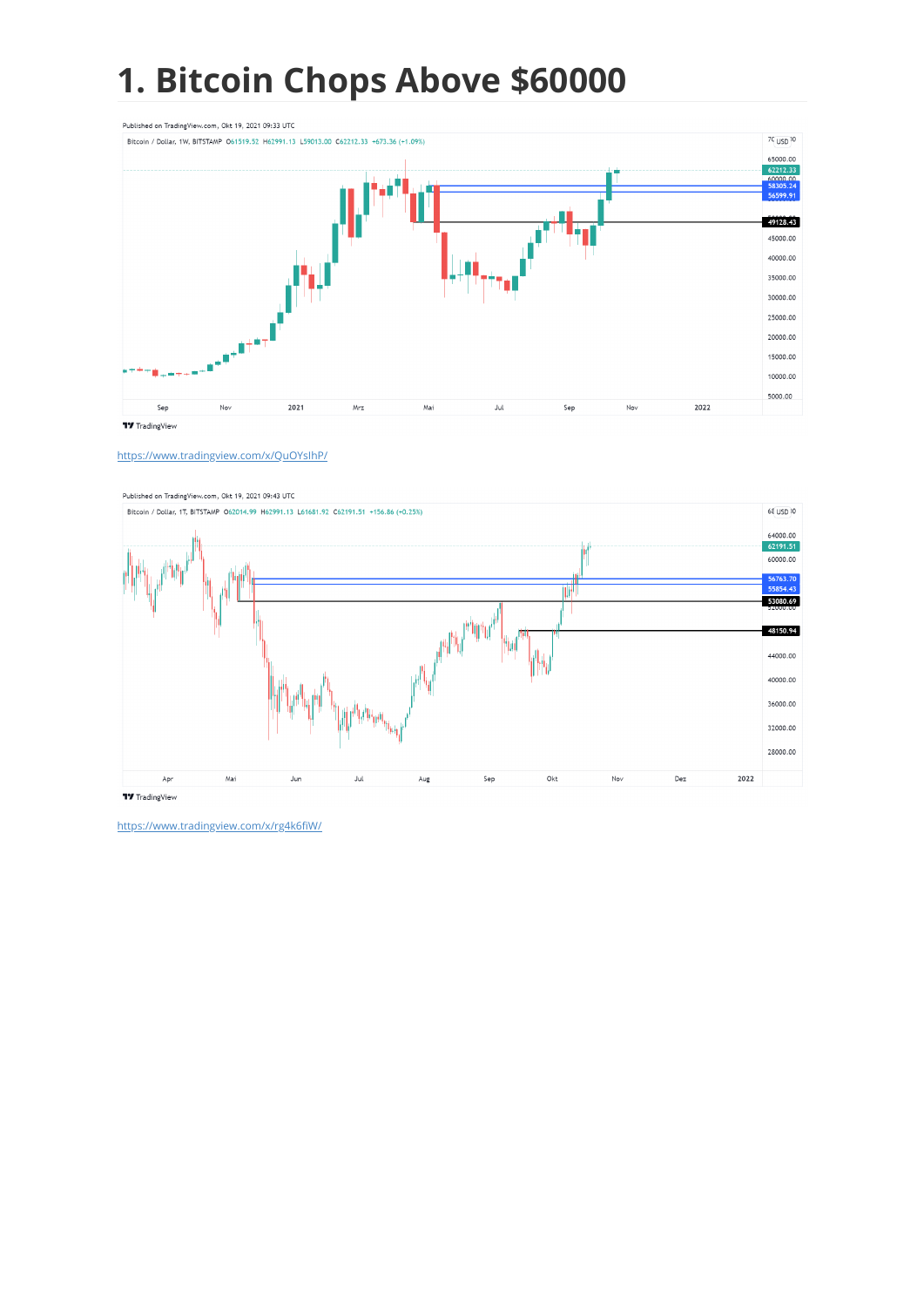# 1. Bitcoin Chops Above $60000

https://www.tradingview.com/x/QuOYsIhP/

https://www.tradingview.com/x/rg4k6fiW/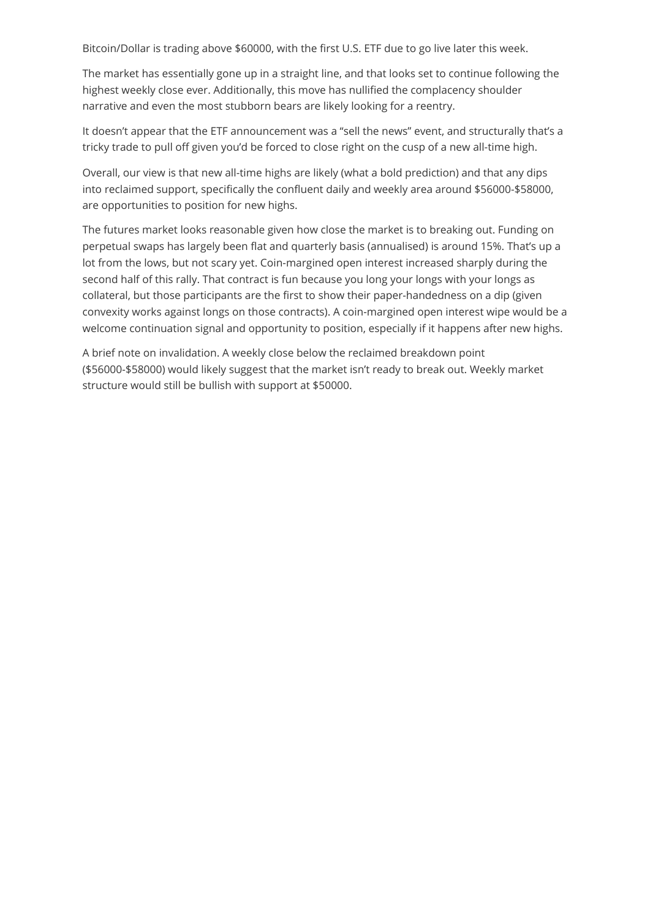Bitcoin/Dollar is trading above $60000, with the first U.S. ETF due to go live later this week.

The market has essentially gone up in a straight line, and that looks set to continue following the highest weekly close ever. Additionally, this move has nullified the complacency shoulder narrative and even the most stubborn bears are likely looking for a reentry.

It doesn't appear that the ETF announcement was a "sell the news" event, and structurally that's a tricky trade to pull off given you'd be forced to close right on the cusp of a new all-time high.

Overall, our view is that new all-time highs are likely (what a bold prediction) and that any dips into reclaimed support, specifically the confluent daily and weekly area around $56000-$58000, are opportunities to position for new highs.

The futures market looks reasonable given how close the market is to breaking out. Funding on perpetual swaps has largely been flat and quarterly basis (annualised) is around 15%. That's up a lot from the lows, but not scary yet. Coin-margined open interest increased sharply during the second half of this rally. That contract is fun because you long your longs with your longs as collateral, but those participants are the first to show their paper-handedness on a dip (given convexity works against longs on those contracts). A coin-margined open interest wipe would be a welcome continuation signal and opportunity to position, especially if it happens after new highs.

A brief note on invalidation. A weekly close below the reclaimed breakdown point ($56000-$58000) would likely suggest that the market isn't ready to break out. Weekly market structure would still be bullish with support at $50000.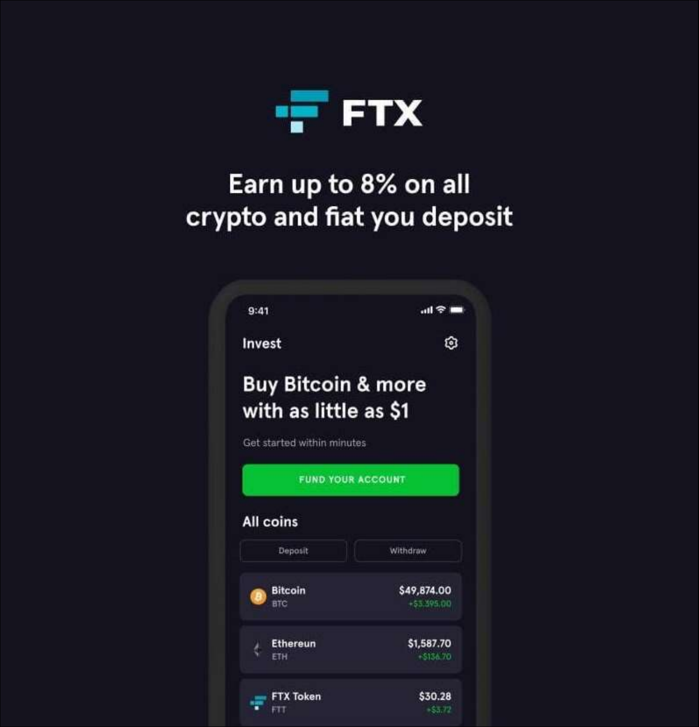# FTX

## Earn up to 8% on all crypto and fiat you deposit

9:41

Invest

**Buy Bitcoin & more with as little as $1**

Get started within minutes

FUND YOUR ACCOUNT

All coins

Deposit | Withdraw

| Coin | Price |
| --- | --- |
| Bitcoin BTC | $49,874.00 +$3,395.00 |
| Ethereun ETH | $1,587.70 +$136.70 |
| FTX Token FTT | $30.28 +$3.72 |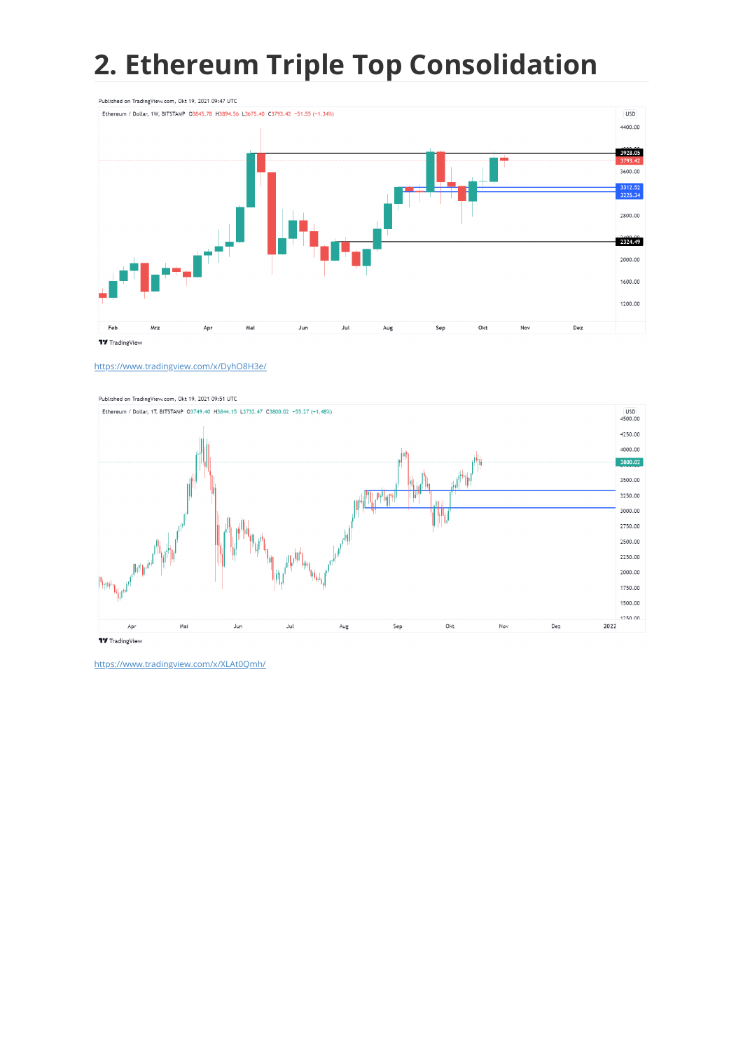# 2. Ethereum Triple Top Consolidation

https://www.tradingview.com/x/DyhO8H3e/

https://www.tradingview.com/x/XLAt0Qmh/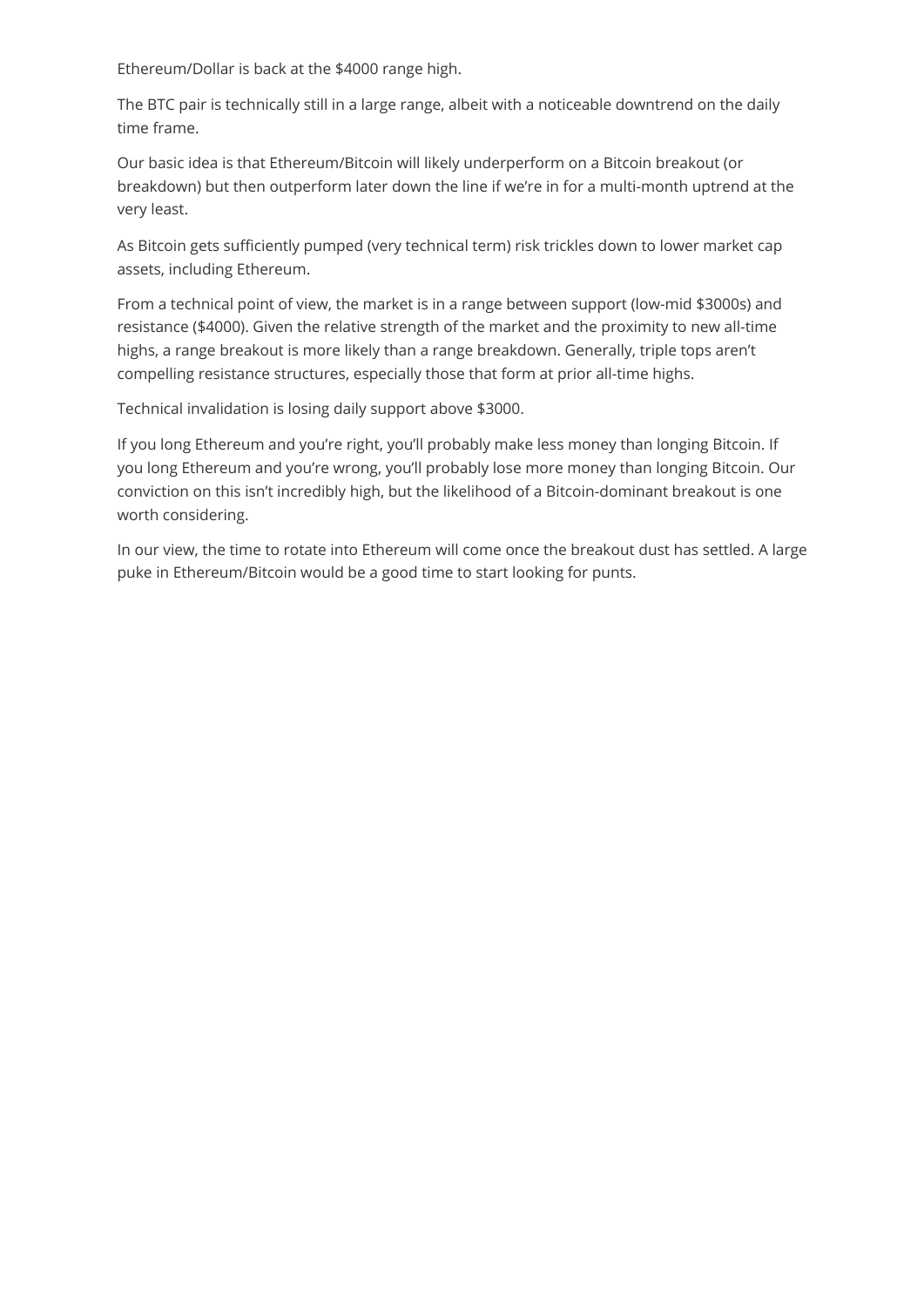Ethereum/Dollar is back at the $4000 range high.

The BTC pair is technically still in a large range, albeit with a noticeable downtrend on the daily time frame.

Our basic idea is that Ethereum/Bitcoin will likely underperform on a Bitcoin breakout (or breakdown) but then outperform later down the line if we're in for a multi-month uptrend at the very least.

As Bitcoin gets sufficiently pumped (very technical term) risk trickles down to lower market cap assets, including Ethereum.

From a technical point of view, the market is in a range between support (low-mid $3000s) and resistance ($4000). Given the relative strength of the market and the proximity to new all-time highs, a range breakout is more likely than a range breakdown. Generally, triple tops aren't compelling resistance structures, especially those that form at prior all-time highs.

Technical invalidation is losing daily support above $3000.

If you long Ethereum and you're right, you'll probably make less money than longing Bitcoin. If you long Ethereum and you're wrong, you'll probably lose more money than longing Bitcoin. Our conviction on this isn't incredibly high, but the likelihood of a Bitcoin-dominant breakout is one worth considering.

In our view, the time to rotate into Ethereum will come once the breakout dust has settled. A large puke in Ethereum/Bitcoin would be a good time to start looking for punts.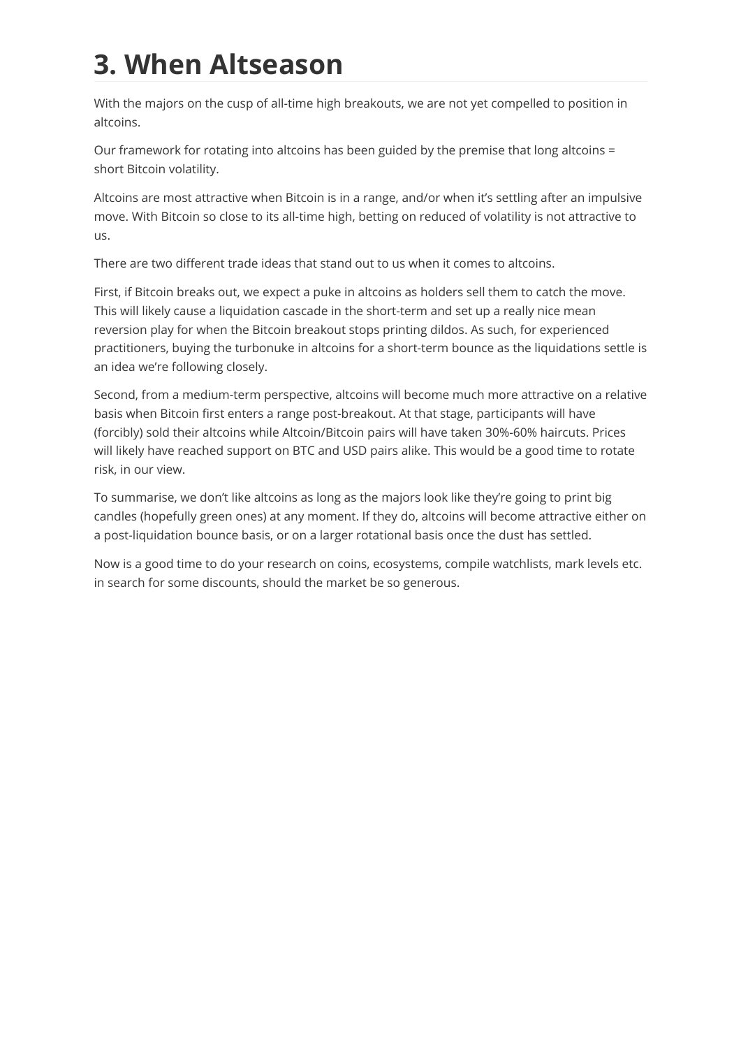# 3. When Altseason

With the majors on the cusp of all-time high breakouts, we are not yet compelled to position in altcoins.

Our framework for rotating into altcoins has been guided by the premise that long altcoins = short Bitcoin volatility.

Altcoins are most attractive when Bitcoin is in a range, and/or when it's settling after an impulsive move. With Bitcoin so close to its all-time high, betting on reduced of volatility is not attractive to us.

There are two different trade ideas that stand out to us when it comes to altcoins.

First, if Bitcoin breaks out, we expect a puke in altcoins as holders sell them to catch the move. This will likely cause a liquidation cascade in the short-term and set up a really nice mean reversion play for when the Bitcoin breakout stops printing dildos. As such, for experienced practitioners, buying the turbonuke in altcoins for a short-term bounce as the liquidations settle is an idea we're following closely.

Second, from a medium-term perspective, altcoins will become much more attractive on a relative basis when Bitcoin first enters a range post-breakout. At that stage, participants will have (forcibly) sold their altcoins while Altcoin/Bitcoin pairs will have taken 30%-60% haircuts. Prices will likely have reached support on BTC and USD pairs alike. This would be a good time to rotate risk, in our view.

To summarise, we don't like altcoins as long as the majors look like they're going to print big candles (hopefully green ones) at any moment. If they do, altcoins will become attractive either on a post-liquidation bounce basis, or on a larger rotational basis once the dust has settled.

Now is a good time to do your research on coins, ecosystems, compile watchlists, mark levels etc. in search for some discounts, should the market be so generous.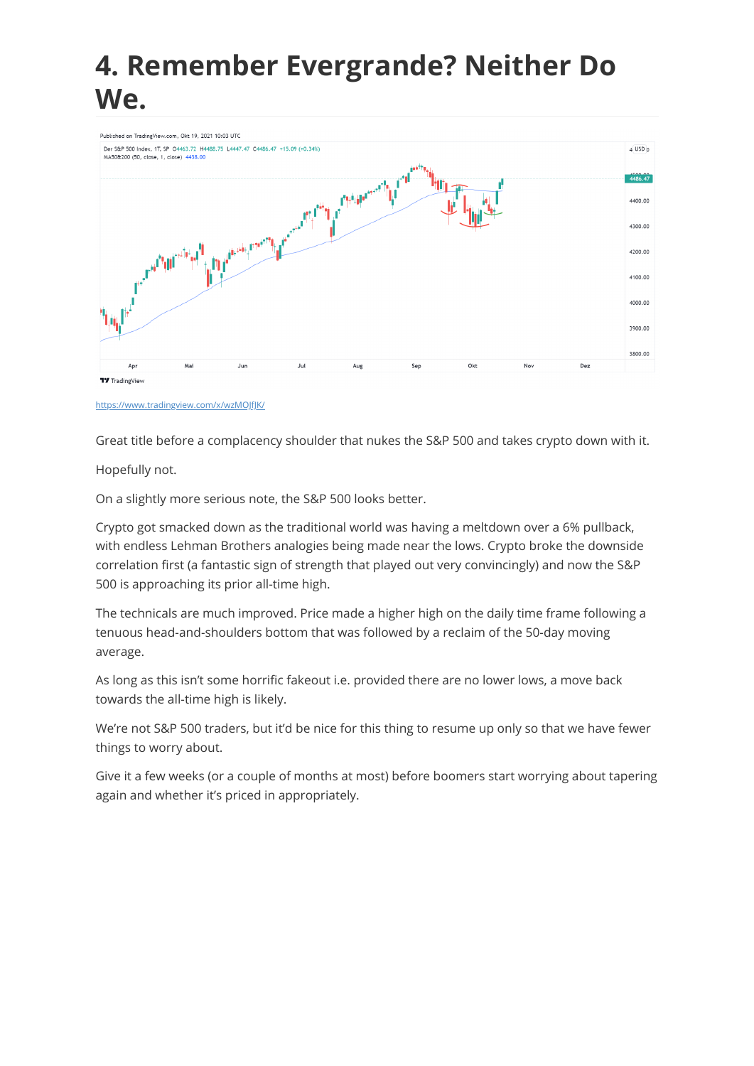# 4. Remember Evergrande? Neither Do We.

https://www.tradingview.com/x/wzMOJfJK/

Great title before a complacency shoulder that nukes the S&P 500 and takes crypto down with it.

Hopefully not.

On a slightly more serious note, the S&P 500 looks better.

Crypto got smacked down as the traditional world was having a meltdown over a 6% pullback, with endless Lehman Brothers analogies being made near the lows. Crypto broke the downside correlation first (a fantastic sign of strength that played out very convincingly) and now the S&P 500 is approaching its prior all-time high.

The technicals are much improved. Price made a higher high on the daily time frame following a tenuous head-and-shoulders bottom that was followed by a reclaim of the 50-day moving average.

As long as this isn't some horrific fakeout i.e. provided there are no lower lows, a move back towards the all-time high is likely.

We're not S&P 500 traders, but it'd be nice for this thing to resume up only so that we have fewer things to worry about.

Give it a few weeks (or a couple of months at most) before boomers start worrying about tapering again and whether it's priced in appropriately.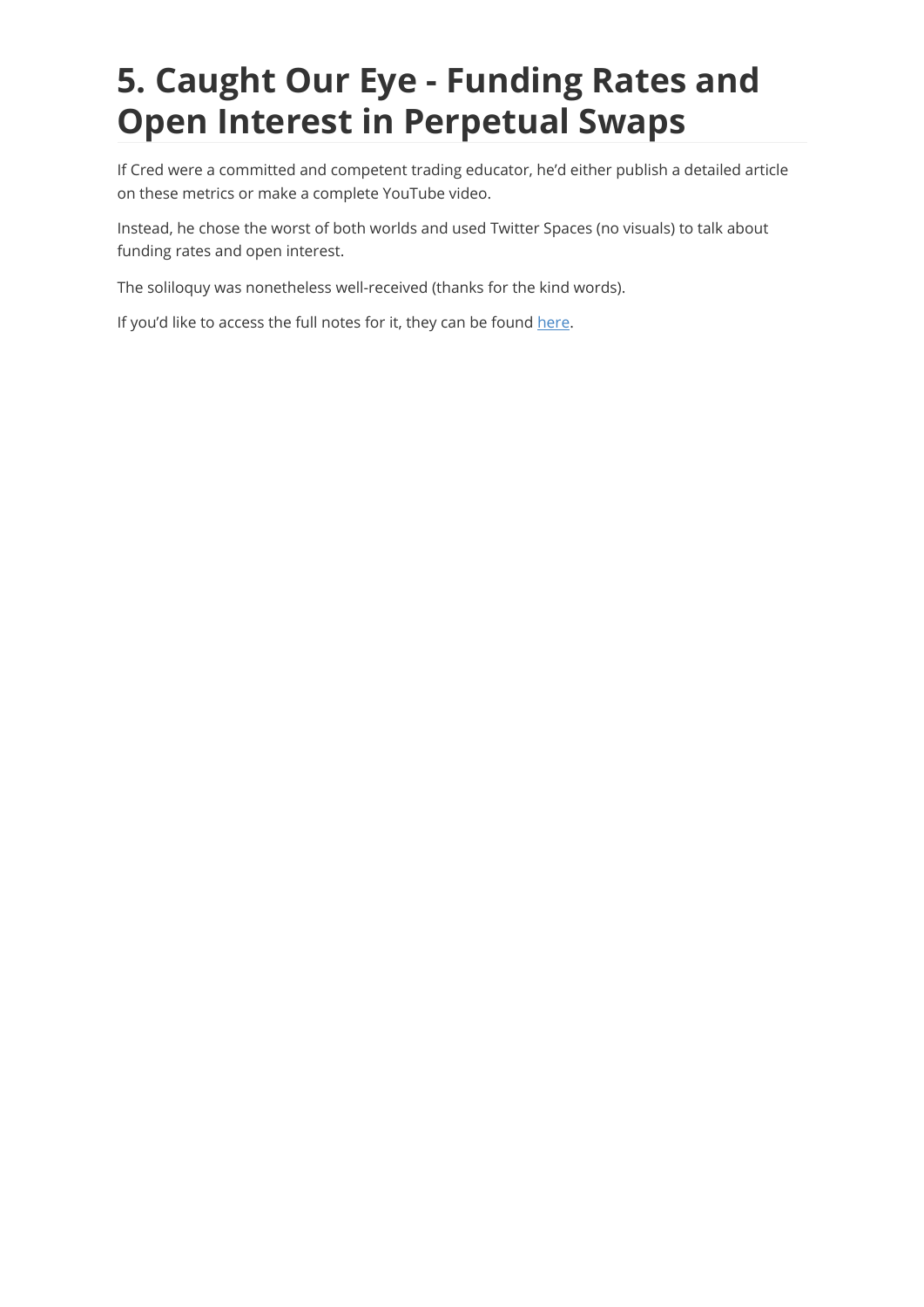# 5. Caught Our Eye - Funding Rates and Open Interest in Perpetual Swaps

If Cred were a committed and competent trading educator, he'd either publish a detailed article on these metrics or make a complete YouTube video.

Instead, he chose the worst of both worlds and used Twitter Spaces (no visuals) to talk about funding rates and open interest.

The soliloquy was nonetheless well-received (thanks for the kind words).

If you'd like to access the full notes for it, they can be found here.